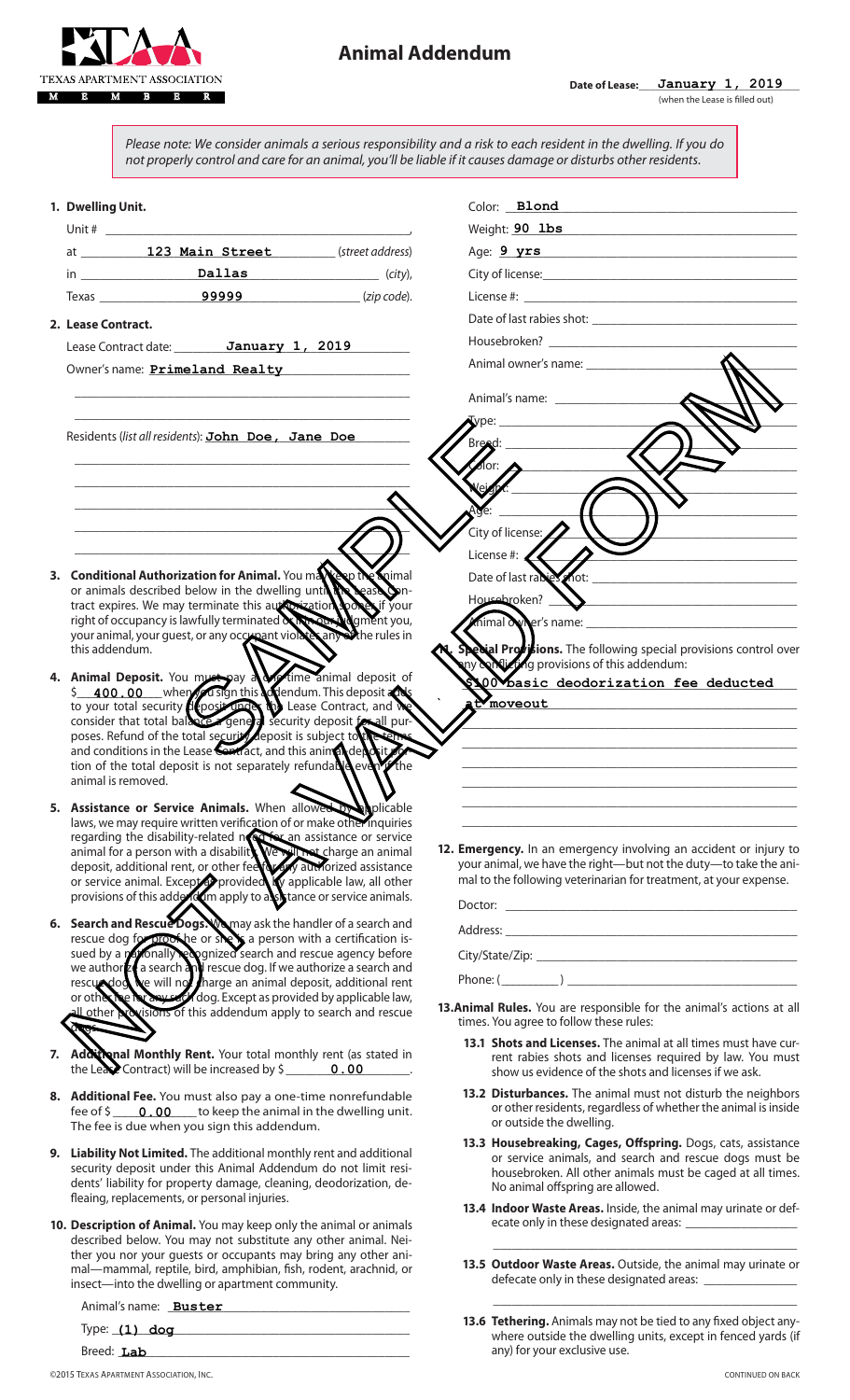TEXAS APARTMENT ASSOCIATION MEMBER

# Animal Addendum

**Date of Lease:** January 1, 2019
(when the Lease is filled out)

*Please note: We consider animals a serious responsibility and a risk to each resident in the dwelling. If you do not properly control and care for an animal, you'll be liable if it causes damage or disturbs other residents.*

**1. Dwelling Unit.**

Unit # ______________________,
at 123 Main Street (street address)
in Dallas (city),
Texas 99999 (zip code).

**2. Lease Contract.**

Lease Contract date: January 1, 2019

Owner's name: Primeland Realty

Residents (list all residents): John Doe, Jane Doe

**3. Conditional Authorization for Animal.** You may keep the animal or animals described below in the dwelling until the Lease Contract expires. We may terminate this authorization sooner if your right of occupancy is lawfully terminated or if in our judgment you, your animal, your guest, or any occupant violates any of the rules in this addendum.

**4. Animal Deposit.** You must pay a one-time animal deposit of $ 400.00 when you sign this addendum. This deposit adds to your total security deposit under the Lease Contract, and we consider that total balance a general security deposit for all purposes. Refund of the total security deposit is subject to the terms and conditions in the Lease Contract, and this animal deposit portion of the total deposit is not separately refundable even if the animal is removed.

**5. Assistance or Service Animals.** When allowed by applicable laws, we may require written verification of or make other inquiries regarding the disability-related need for an assistance or service animal for a person with a disability. We will not charge an animal deposit, additional rent, or other fee for any authorized assistance or service animal. Except as provided by applicable law, all other provisions of this addendum apply to assistance or service animals.

**6. Search and Rescue Dogs.** We may ask the handler of a search and rescue dog for proof he or she is a person with a certification issued by a nationally recognized search and rescue agency before we authorize a search and rescue dog. If we authorize a search and rescue dog, we will not charge an animal deposit, additional rent or other fee for any such dog. Except as provided by applicable law, all other provisions of this addendum apply to search and rescue dogs.

**7. Additional Monthly Rent.** Your total monthly rent (as stated in the Lease Contract) will be increased by $ 0.00.

**8. Additional Fee.** You must also pay a one-time nonrefundable fee of $ 0.00 to keep the animal in the dwelling unit. The fee is due when you sign this addendum.

**9. Liability Not Limited.** The additional monthly rent and additional security deposit under this Animal Addendum do not limit residents' liability for property damage, cleaning, deodorization, defleaing, replacements, or personal injuries.

**10. Description of Animal.** You may keep only the animal or animals described below. You may not substitute any other animal. Neither you nor your guests or occupants may bring any other animal—mammal, reptile, bird, amphibian, fish, rodent, arachnid, or insect—into the dwelling or apartment community.

Animal's name: Buster
Type: (1) dog
Breed: Lab
Color: Blond
Weight: 90 lbs
Age: 9 yrs
City of license: ______________________
License #: ______________________
Date of last rabies shot: ______________________
Housebroken? ______________________
Animal owner's name: ______________________

Animal's name: ______________________
Type: ______________________
Breed: ______________________
Color: ______________________
Weight: ______________________
Age: ______________________
City of license: ______________________
License #: ______________________
Date of last rabies shot: ______________________
Housebroken? ______________________
Animal owner's name: ______________________

**11. Special Provisions.** The following special provisions control over any conflicting provisions of this addendum:

$100 basic deodorization fee deducted at moveout

**12. Emergency.** In an emergency involving an accident or injury to your animal, we have the right—but not the duty—to take the animal to the following veterinarian for treatment, at your expense.

Doctor: ______________________
Address: ______________________
City/State/Zip: ______________________
Phone: (______) ______________________

**13. Animal Rules.** You are responsible for the animal's actions at all times. You agree to follow these rules:

**13.1 Shots and Licenses.** The animal at all times must have current rabies shots and licenses required by law. You must show us evidence of the shots and licenses if we ask.

**13.2 Disturbances.** The animal must not disturb the neighbors or other residents, regardless of whether the animal is inside or outside the dwelling.

**13.3 Housebreaking, Cages, Offspring.** Dogs, cats, assistance or service animals, and search and rescue dogs must be housebroken. All other animals must be caged at all times. No animal offspring are allowed.

**13.4 Indoor Waste Areas.** Inside, the animal may urinate or defecate only in these designated areas: ______________________

**13.5 Outdoor Waste Areas.** Outside, the animal may urinate or defecate only in these designated areas: ______________________

**13.6 Tethering.** Animals may not be tied to any fixed object anywhere outside the dwelling units, except in fenced yards (if any) for your exclusive use.

NOT FOR ACTUAL USE — SAMPLE FORM

©2015 Texas Apartment Association, Inc.

CONTINUED ON BACK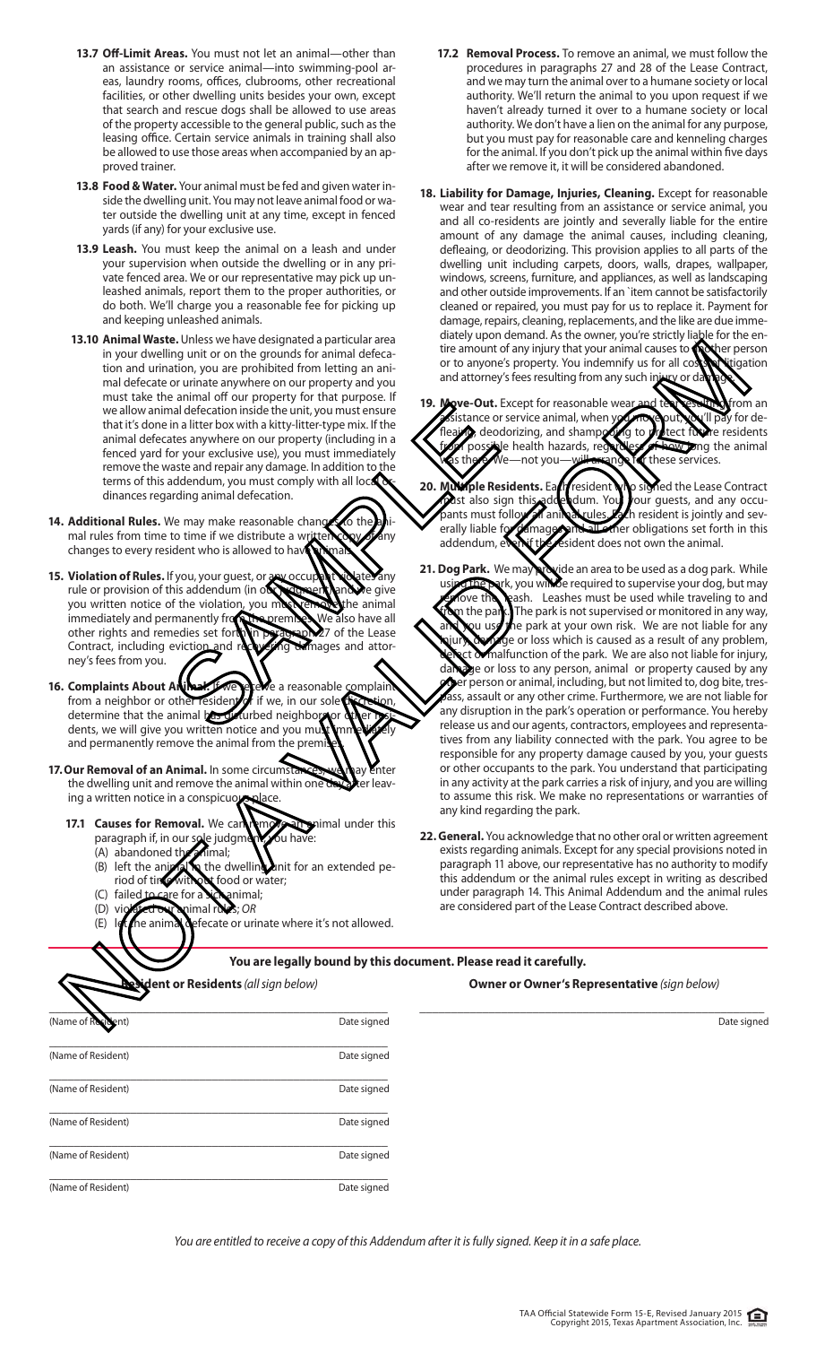**13.7 Off-Limit Areas.** You must not let an animal—other than an assistance or service animal—into swimming-pool areas, laundry rooms, offices, clubrooms, other recreational facilities, or other dwelling units besides your own, except that search and rescue dogs shall be allowed to use areas of the property accessible to the general public, such as the leasing office. Certain service animals in training shall also be allowed to use those areas when accompanied by an approved trainer.

**13.8 Food & Water.** Your animal must be fed and given water inside the dwelling unit. You may not leave animal food or water outside the dwelling unit at any time, except in fenced yards (if any) for your exclusive use.

**13.9 Leash.** You must keep the animal on a leash and under your supervision when outside the dwelling or in any private fenced area. We or our representative may pick up unleashed animals, report them to the proper authorities, or do both. We'll charge you a reasonable fee for picking up and keeping unleashed animals.

**13.10 Animal Waste.** Unless we have designated a particular area in your dwelling unit or on the grounds for animal defecation and urination, you are prohibited from letting an animal defecate or urinate anywhere on our property and you must take the animal off our property for that purpose. If we allow animal defecation inside the unit, you must ensure that it's done in a litter box with a kitty-litter-type mix. If the animal defecates anywhere on our property (including in a fenced yard for your exclusive use), you must immediately remove the waste and repair any damage. In addition to the terms of this addendum, you must comply with all local ordinances regarding animal defecation.

**14. Additional Rules.** We may make reasonable changes to the animal rules from time to time if we distribute a written copy of any changes to every resident who is allowed to have animals.

**15. Violation of Rules.** If you, your guest, or any occupant violates any rule or provision of this addendum (in our judgment) and we give you written notice of the violation, you must remove the animal immediately and permanently from the premises. We also have all other rights and remedies set forth in paragraph 27 of the Lease Contract, including eviction and recovering damages and attorney's fees from you.

**16. Complaints About Animal.** If we receive a reasonable complaint from a neighbor or other resident or if we, in our sole discretion, determine that the animal has disturbed neighbors or other residents, we will give you written notice and you must immediately and permanently remove the animal from the premises.

**17. Our Removal of an Animal.** In some circumstances, we may enter the dwelling unit and remove the animal within one day after leaving a written notice in a conspicuous place.

**17.1 Causes for Removal.** We can remove an animal under this paragraph if, in our sole judgment, you have:

(A) abandoned the animal;
(B) left the animal in the dwelling unit for an extended period of time without food or water;
(C) failed to care for a sick animal;
(D) violated our animal rules; *OR*
(E) let the animal defecate or urinate where it's not allowed.

**17.2 Removal Process.** To remove an animal, we must follow the procedures in paragraphs 27 and 28 of the Lease Contract, and we may turn the animal over to a humane society or local authority. We'll return the animal to you upon request if we haven't already turned it over to a humane society or local authority. We don't have a lien on the animal for any purpose, but you must pay for reasonable care and kenneling charges for the animal. If you don't pick up the animal within five days after we remove it, it will be considered abandoned.

**18. Liability for Damage, Injuries, Cleaning.** Except for reasonable wear and tear resulting from an assistance or service animal, you and all co-residents are jointly and severally liable for the entire amount of any damage the animal causes, including cleaning, defleaing, or deodorizing. This provision applies to all parts of the dwelling unit including carpets, doors, walls, drapes, wallpaper, windows, screens, furniture, and appliances, as well as landscaping and other outside improvements. If an `item cannot be satisfactorily cleaned or repaired, you must pay for us to replace it. Payment for damage, repairs, cleaning, replacements, and the like are due immediately upon demand. As the owner, you're strictly liable for the entire amount of any injury that your animal causes to another person or to anyone's property. You indemnify us for all costs of litigation and attorney's fees resulting from any such injury or damage.

**19. Move-Out.** Except for reasonable wear and tear resulting from an assistance or service animal, when you move out, you'll pay for defleaing, deodorizing, and shampooing to protect future residents from possible health hazards, regardless of how long the animal was there. We—not you—will arrange for these services.

**20. Multiple Residents.** Each resident who signed the Lease Contract must also sign this addendum. You, your guests, and any occupants must follow all animal rules. Each resident is jointly and severally liable for damages and all other obligations set forth in this addendum, even if the resident does not own the animal.

**21. Dog Park.** We may provide an area to be used as a dog park. While using the park, you will be required to supervise your dog, but may remove the leash. Leashes must be used while traveling to and from the park. The park is not supervised or monitored in any way, and you use the park at your own risk. We are not liable for any injury, damage or loss which is caused as a result of any problem, defect or malfunction of the park. We are also not liable for injury, damage or loss to any person, animal or property caused by any other person or animal, including, but not limited to, dog bite, trespass, assault or any other crime. Furthermore, we are not liable for any disruption in the park's operation or performance. You hereby release us and our agents, contractors, employees and representatives from any liability connected with the park. You agree to be responsible for any property damage caused by you, your guests or other occupants to the park. You understand that participating in any activity at the park carries a risk of injury, and you are willing to assume this risk. We make no representations or warranties of any kind regarding the park.

**22. General.** You acknowledge that no other oral or written agreement exists regarding animals. Except for any special provisions noted in paragraph 11 above, our representative has no authority to modify this addendum or the animal rules except in writing as described under paragraph 14. This Animal Addendum and the animal rules are considered part of the Lease Contract described above.

**You are legally bound by this document. Please read it carefully.**

**Resident or Residents** *(all sign below)*

(Name of Resident) Date signed

(Name of Resident) Date signed

(Name of Resident) Date signed

(Name of Resident) Date signed

(Name of Resident) Date signed

(Name of Resident) Date signed

**Owner or Owner's Representative** *(sign below)*

Date signed

*You are entitled to receive a copy of this Addendum after it is fully signed. Keep it in a safe place.*

TAA Official Statewide Form 15-E, Revised January 2015
Copyright 2015, Texas Apartment Association, Inc.